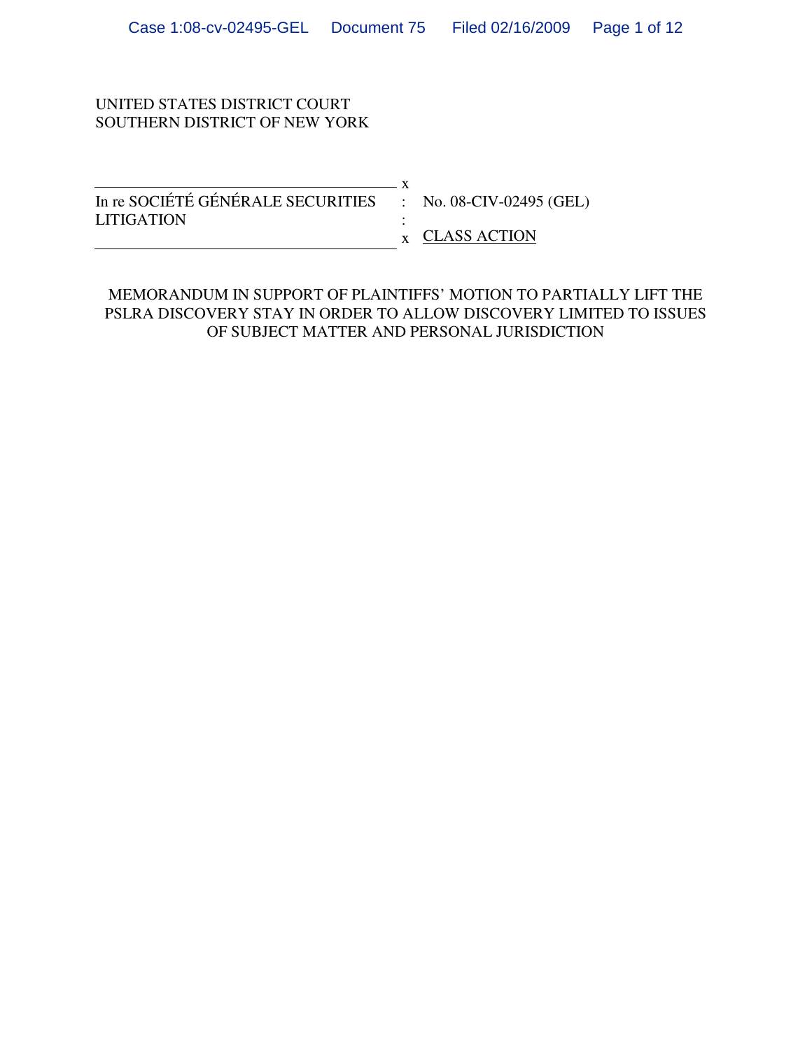UNITED STATES DISTRICT COURT
SOUTHERN DISTRICT OF NEW YORK

| | | |
|---|---|---|
| In re SOCIÉTÉ GÉNÉRALE SECURITIES LITIGATION | : | No. 08-CIV-02495 (GEL) |
| | : | CLASS ACTION |

MEMORANDUM IN SUPPORT OF PLAINTIFFS' MOTION TO PARTIALLY LIFT THE PSLRA DISCOVERY STAY IN ORDER TO ALLOW DISCOVERY LIMITED TO ISSUES OF SUBJECT MATTER AND PERSONAL JURISDICTION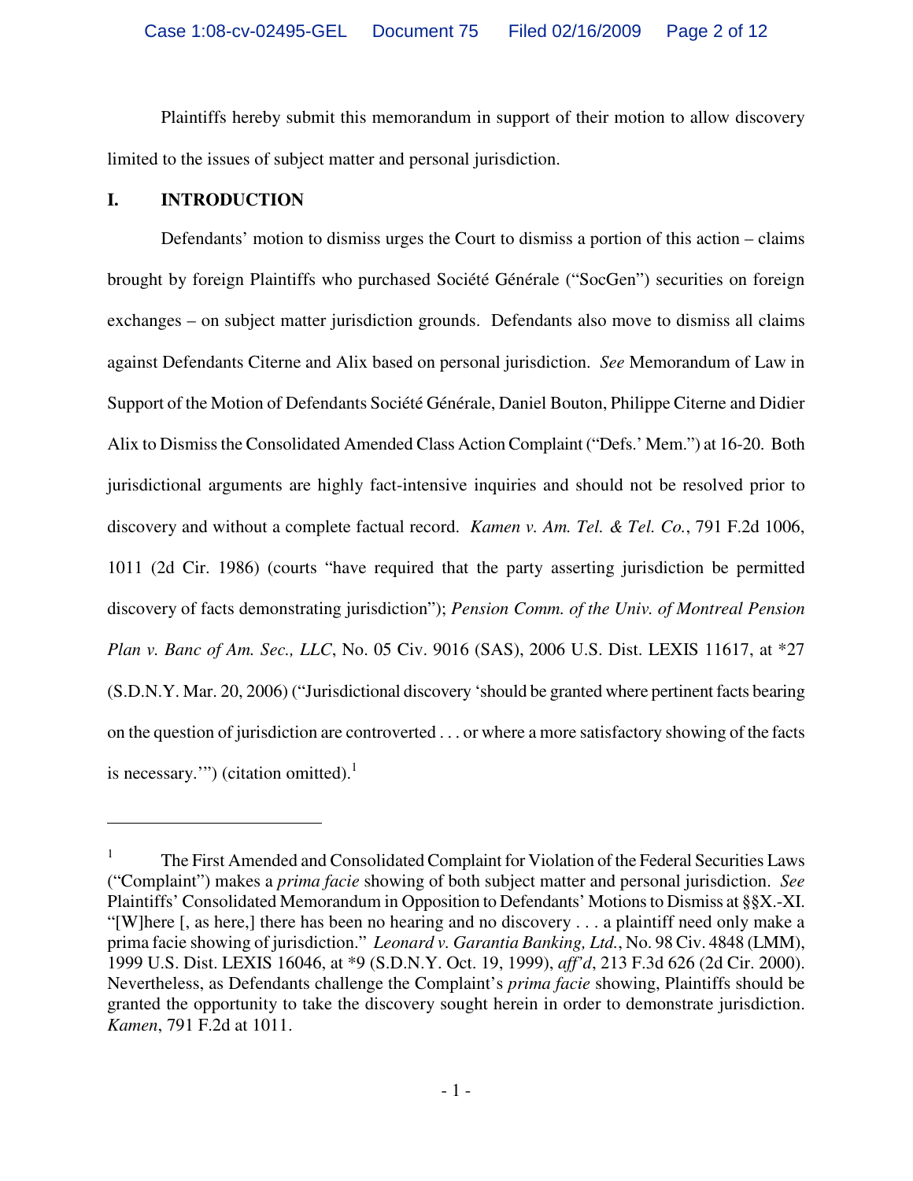Plaintiffs hereby submit this memorandum in support of their motion to allow discovery limited to the issues of subject matter and personal jurisdiction.

## I. INTRODUCTION

Defendants' motion to dismiss urges the Court to dismiss a portion of this action – claims brought by foreign Plaintiffs who purchased Société Générale ("SocGen") securities on foreign exchanges – on subject matter jurisdiction grounds. Defendants also move to dismiss all claims against Defendants Citerne and Alix based on personal jurisdiction. *See* Memorandum of Law in Support of the Motion of Defendants Société Générale, Daniel Bouton, Philippe Citerne and Didier Alix to Dismiss the Consolidated Amended Class Action Complaint ("Defs.' Mem.") at 16-20. Both jurisdictional arguments are highly fact-intensive inquiries and should not be resolved prior to discovery and without a complete factual record. *Kamen v. Am. Tel. & Tel. Co.*, 791 F.2d 1006, 1011 (2d Cir. 1986) (courts "have required that the party asserting jurisdiction be permitted discovery of facts demonstrating jurisdiction"); *Pension Comm. of the Univ. of Montreal Pension Plan v. Banc of Am. Sec., LLC*, No. 05 Civ. 9016 (SAS), 2006 U.S. Dist. LEXIS 11617, at *27 (S.D.N.Y. Mar. 20, 2006) ("Jurisdictional discovery 'should be granted where pertinent facts bearing on the question of jurisdiction are controverted . . . or where a more satisfactory showing of the facts is necessary.'") (citation omitted).[1]

---

[1] The First Amended and Consolidated Complaint for Violation of the Federal Securities Laws ("Complaint") makes a *prima facie* showing of both subject matter and personal jurisdiction. *See* Plaintiffs' Consolidated Memorandum in Opposition to Defendants' Motions to Dismiss at §§X.-XI. "[W]here [, as here,] there has been no hearing and no discovery . . . a plaintiff need only make a prima facie showing of jurisdiction." *Leonard v. Garantia Banking, Ltd.*, No. 98 Civ. 4848 (LMM), 1999 U.S. Dist. LEXIS 16046, at *9 (S.D.N.Y. Oct. 19, 1999), *aff'd*, 213 F.3d 626 (2d Cir. 2000). Nevertheless, as Defendants challenge the Complaint's *prima facie* showing, Plaintiffs should be granted the opportunity to take the discovery sought herein in order to demonstrate jurisdiction. *Kamen*, 791 F.2d at 1011.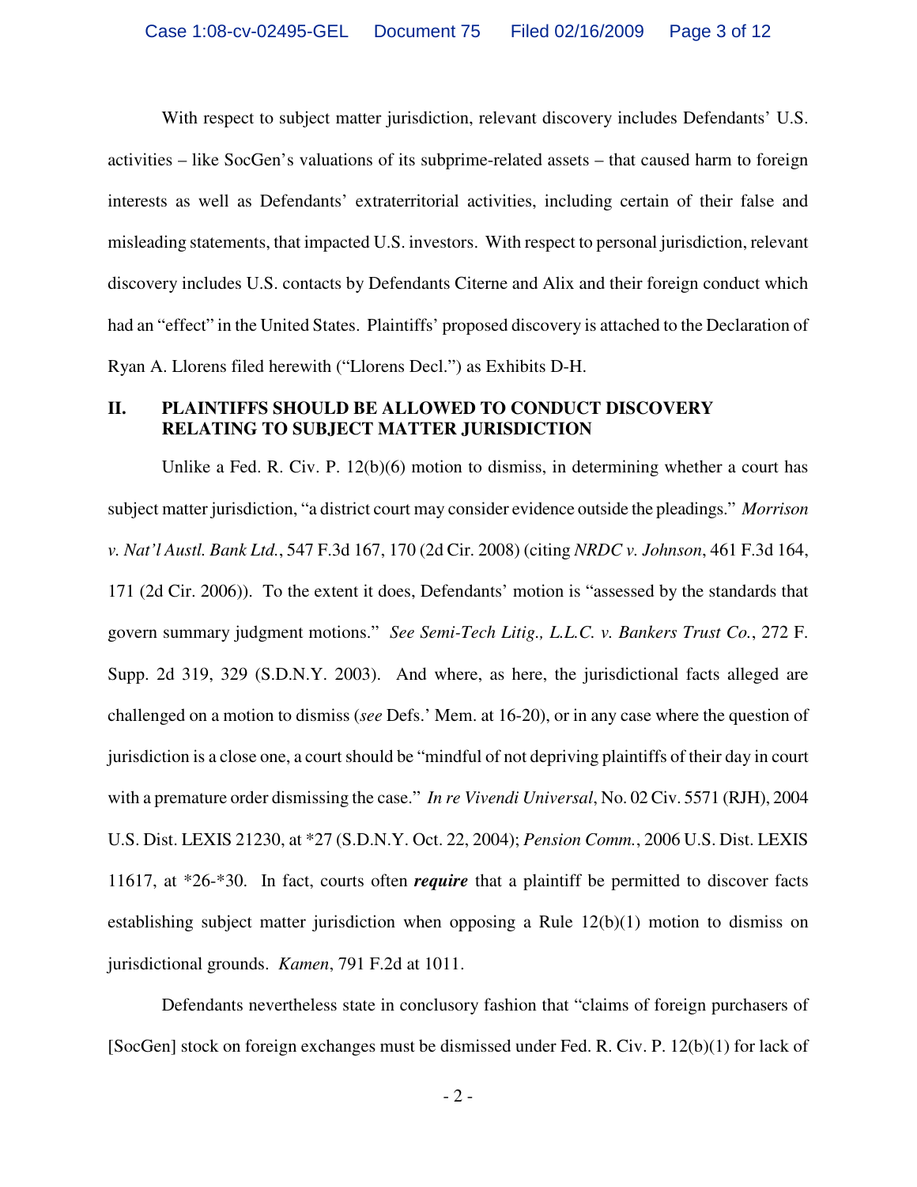With respect to subject matter jurisdiction, relevant discovery includes Defendants' U.S. activities – like SocGen's valuations of its subprime-related assets – that caused harm to foreign interests as well as Defendants' extraterritorial activities, including certain of their false and misleading statements, that impacted U.S. investors. With respect to personal jurisdiction, relevant discovery includes U.S. contacts by Defendants Citerne and Alix and their foreign conduct which had an "effect" in the United States. Plaintiffs' proposed discovery is attached to the Declaration of Ryan A. Llorens filed herewith ("Llorens Decl.") as Exhibits D-H.

## II. PLAINTIFFS SHOULD BE ALLOWED TO CONDUCT DISCOVERY RELATING TO SUBJECT MATTER JURISDICTION

Unlike a Fed. R. Civ. P. 12(b)(6) motion to dismiss, in determining whether a court has subject matter jurisdiction, "a district court may consider evidence outside the pleadings." *Morrison v. Nat'l Austl. Bank Ltd.*, 547 F.3d 167, 170 (2d Cir. 2008) (citing *NRDC v. Johnson*, 461 F.3d 164, 171 (2d Cir. 2006)). To the extent it does, Defendants' motion is "assessed by the standards that govern summary judgment motions." *See Semi-Tech Litig., L.L.C. v. Bankers Trust Co.*, 272 F. Supp. 2d 319, 329 (S.D.N.Y. 2003). And where, as here, the jurisdictional facts alleged are challenged on a motion to dismiss (*see* Defs.' Mem. at 16-20), or in any case where the question of jurisdiction is a close one, a court should be "mindful of not depriving plaintiffs of their day in court with a premature order dismissing the case." *In re Vivendi Universal*, No. 02 Civ. 5571 (RJH), 2004 U.S. Dist. LEXIS 21230, at *27 (S.D.N.Y. Oct. 22, 2004); *Pension Comm.*, 2006 U.S. Dist. LEXIS 11617, at *26-*30. In fact, courts often ***require*** that a plaintiff be permitted to discover facts establishing subject matter jurisdiction when opposing a Rule 12(b)(1) motion to dismiss on jurisdictional grounds. *Kamen*, 791 F.2d at 1011.

Defendants nevertheless state in conclusory fashion that "claims of foreign purchasers of [SocGen] stock on foreign exchanges must be dismissed under Fed. R. Civ. P. 12(b)(1) for lack of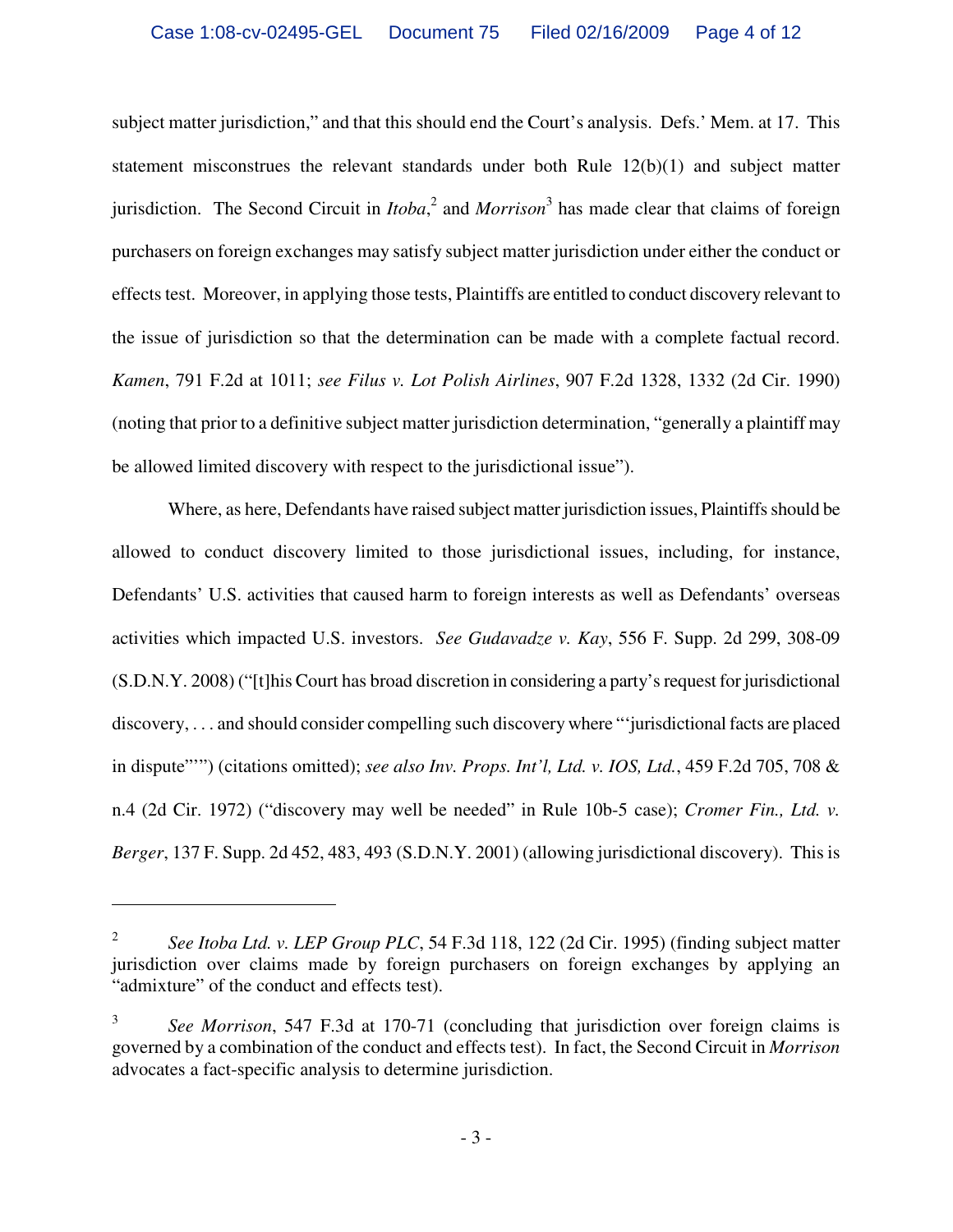subject matter jurisdiction," and that this should end the Court's analysis. Defs.' Mem. at 17. This statement misconstrues the relevant standards under both Rule 12(b)(1) and subject matter jurisdiction. The Second Circuit in *Itoba*,[2] and *Morrison*[3] has made clear that claims of foreign purchasers on foreign exchanges may satisfy subject matter jurisdiction under either the conduct or effects test. Moreover, in applying those tests, Plaintiffs are entitled to conduct discovery relevant to the issue of jurisdiction so that the determination can be made with a complete factual record. *Kamen*, 791 F.2d at 1011; *see Filus v. Lot Polish Airlines*, 907 F.2d 1328, 1332 (2d Cir. 1990) (noting that prior to a definitive subject matter jurisdiction determination, "generally a plaintiff may be allowed limited discovery with respect to the jurisdictional issue").

Where, as here, Defendants have raised subject matter jurisdiction issues, Plaintiffs should be allowed to conduct discovery limited to those jurisdictional issues, including, for instance, Defendants' U.S. activities that caused harm to foreign interests as well as Defendants' overseas activities which impacted U.S. investors. *See Gudavadze v. Kay*, 556 F. Supp. 2d 299, 308-09 (S.D.N.Y. 2008) ("[t]his Court has broad discretion in considering a party's request for jurisdictional discovery, . . . and should consider compelling such discovery where "'jurisdictional facts are placed in dispute"'") (citations omitted); *see also Inv. Props. Int'l, Ltd. v. IOS, Ltd.*, 459 F.2d 705, 708 & n.4 (2d Cir. 1972) ("discovery may well be needed" in Rule 10b-5 case); *Cromer Fin., Ltd. v. Berger*, 137 F. Supp. 2d 452, 483, 493 (S.D.N.Y. 2001) (allowing jurisdictional discovery). This is

---

[2] *See Itoba Ltd. v. LEP Group PLC*, 54 F.3d 118, 122 (2d Cir. 1995) (finding subject matter jurisdiction over claims made by foreign purchasers on foreign exchanges by applying an "admixture" of the conduct and effects test).

[3] *See Morrison*, 547 F.3d at 170-71 (concluding that jurisdiction over foreign claims is governed by a combination of the conduct and effects test). In fact, the Second Circuit in *Morrison* advocates a fact-specific analysis to determine jurisdiction.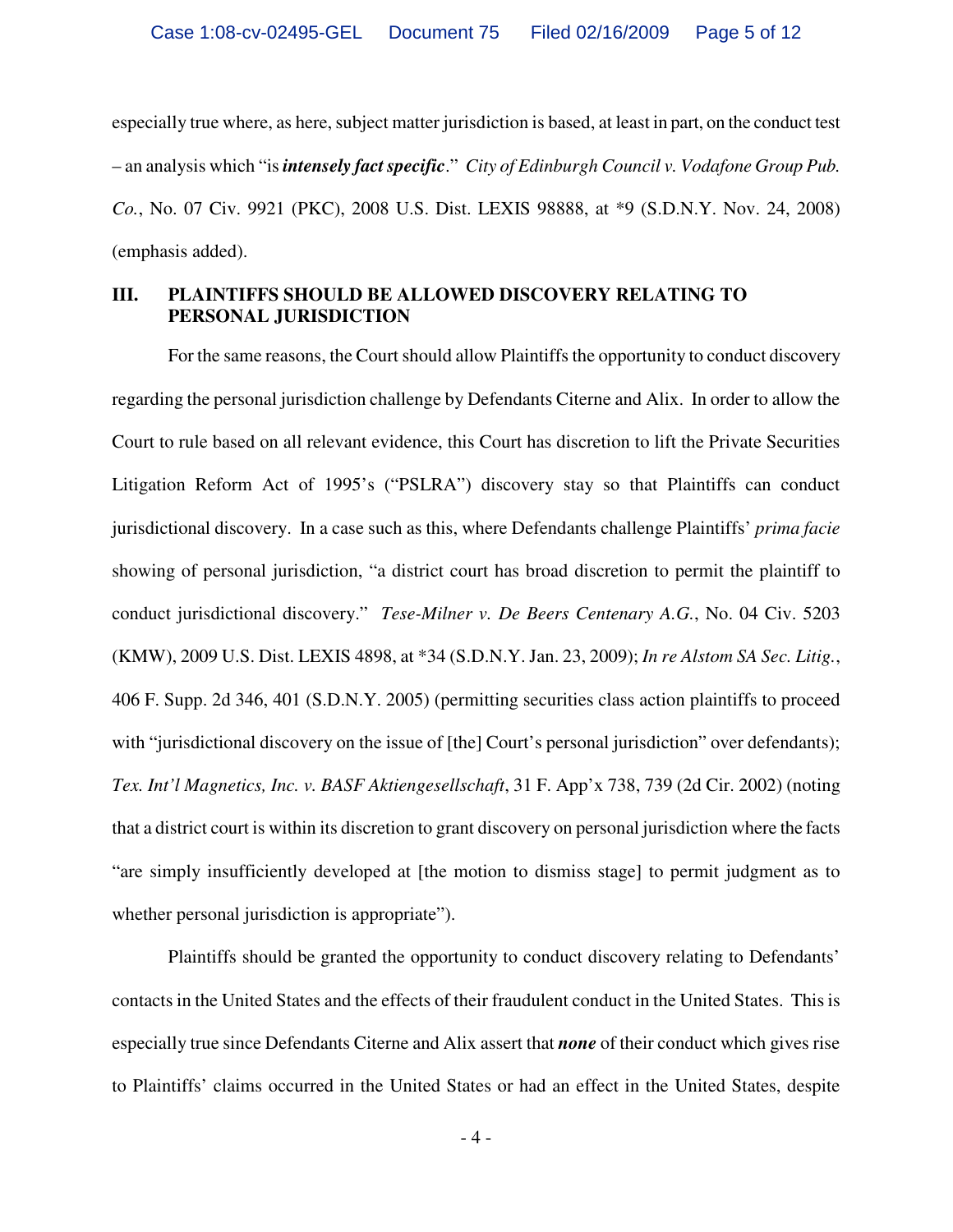especially true where, as here, subject matter jurisdiction is based, at least in part, on the conduct test – an analysis which "is ***intensely fact specific***." *City of Edinburgh Council v. Vodafone Group Pub. Co.*, No. 07 Civ. 9921 (PKC), 2008 U.S. Dist. LEXIS 98888, at *9 (S.D.N.Y. Nov. 24, 2008) (emphasis added).

## III. PLAINTIFFS SHOULD BE ALLOWED DISCOVERY RELATING TO PERSONAL JURISDICTION

For the same reasons, the Court should allow Plaintiffs the opportunity to conduct discovery regarding the personal jurisdiction challenge by Defendants Citerne and Alix. In order to allow the Court to rule based on all relevant evidence, this Court has discretion to lift the Private Securities Litigation Reform Act of 1995's ("PSLRA") discovery stay so that Plaintiffs can conduct jurisdictional discovery. In a case such as this, where Defendants challenge Plaintiffs' *prima facie* showing of personal jurisdiction, "a district court has broad discretion to permit the plaintiff to conduct jurisdictional discovery." *Tese-Milner v. De Beers Centenary A.G.*, No. 04 Civ. 5203 (KMW), 2009 U.S. Dist. LEXIS 4898, at *34 (S.D.N.Y. Jan. 23, 2009); *In re Alstom SA Sec. Litig.*, 406 F. Supp. 2d 346, 401 (S.D.N.Y. 2005) (permitting securities class action plaintiffs to proceed with "jurisdictional discovery on the issue of [the] Court's personal jurisdiction" over defendants); *Tex. Int'l Magnetics, Inc. v. BASF Aktiengesellschaft*, 31 F. App'x 738, 739 (2d Cir. 2002) (noting that a district court is within its discretion to grant discovery on personal jurisdiction where the facts "are simply insufficiently developed at [the motion to dismiss stage] to permit judgment as to whether personal jurisdiction is appropriate").

Plaintiffs should be granted the opportunity to conduct discovery relating to Defendants' contacts in the United States and the effects of their fraudulent conduct in the United States. This is especially true since Defendants Citerne and Alix assert that ***none*** of their conduct which gives rise to Plaintiffs' claims occurred in the United States or had an effect in the United States, despite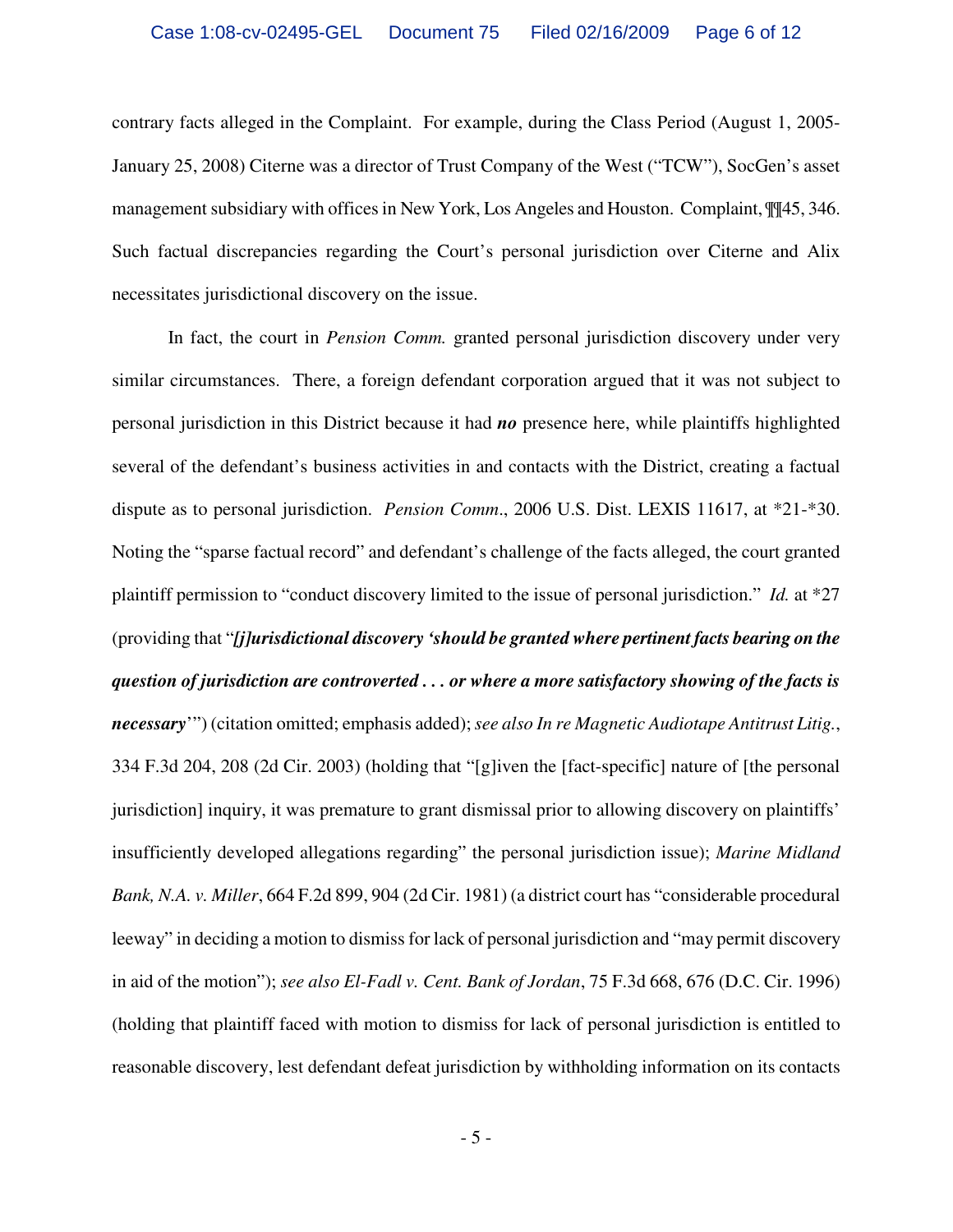contrary facts alleged in the Complaint. For example, during the Class Period (August 1, 2005-January 25, 2008) Citerne was a director of Trust Company of the West ("TCW"), SocGen's asset management subsidiary with offices in New York, Los Angeles and Houston. Complaint, ¶¶45, 346. Such factual discrepancies regarding the Court's personal jurisdiction over Citerne and Alix necessitates jurisdictional discovery on the issue.

In fact, the court in *Pension Comm.* granted personal jurisdiction discovery under very similar circumstances. There, a foreign defendant corporation argued that it was not subject to personal jurisdiction in this District because it had ***no*** presence here, while plaintiffs highlighted several of the defendant's business activities in and contacts with the District, creating a factual dispute as to personal jurisdiction. *Pension Comm*., 2006 U.S. Dist. LEXIS 11617, at *21-*30. Noting the "sparse factual record" and defendant's challenge of the facts alleged, the court granted plaintiff permission to "conduct discovery limited to the issue of personal jurisdiction." *Id.* at *27 (providing that "***[j]urisdictional discovery 'should be granted where pertinent facts bearing on the question of jurisdiction are controverted . . . or where a more satisfactory showing of the facts is necessary***'") (citation omitted; emphasis added); *see also In re Magnetic Audiotape Antitrust Litig.*, 334 F.3d 204, 208 (2d Cir. 2003) (holding that "[g]iven the [fact-specific] nature of [the personal jurisdiction] inquiry, it was premature to grant dismissal prior to allowing discovery on plaintiffs' insufficiently developed allegations regarding" the personal jurisdiction issue); *Marine Midland Bank, N.A. v. Miller*, 664 F.2d 899, 904 (2d Cir. 1981) (a district court has "considerable procedural leeway" in deciding a motion to dismiss for lack of personal jurisdiction and "may permit discovery in aid of the motion"); *see also El-Fadl v. Cent. Bank of Jordan*, 75 F.3d 668, 676 (D.C. Cir. 1996) (holding that plaintiff faced with motion to dismiss for lack of personal jurisdiction is entitled to reasonable discovery, lest defendant defeat jurisdiction by withholding information on its contacts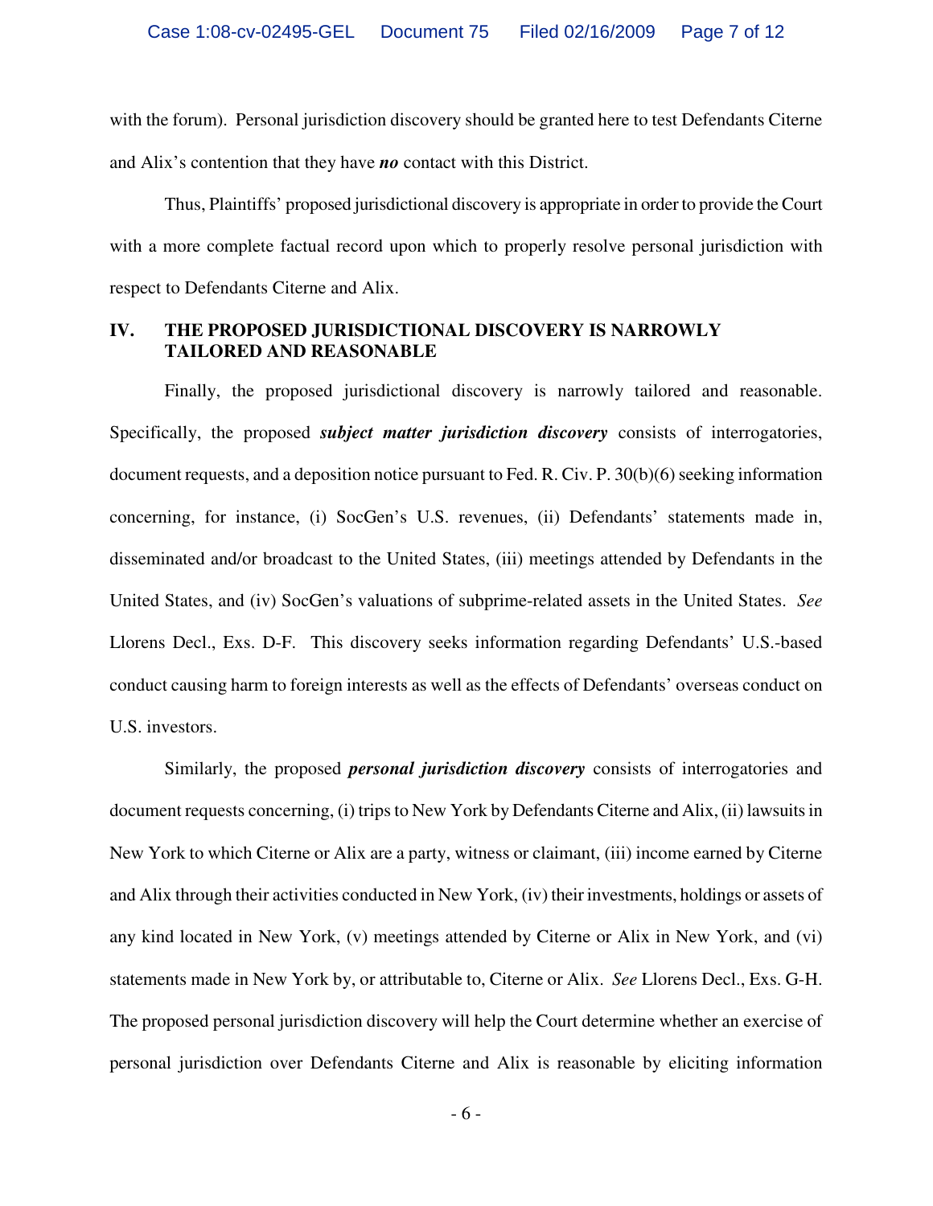with the forum). Personal jurisdiction discovery should be granted here to test Defendants Citerne and Alix's contention that they have ***no*** contact with this District.

Thus, Plaintiffs' proposed jurisdictional discovery is appropriate in order to provide the Court with a more complete factual record upon which to properly resolve personal jurisdiction with respect to Defendants Citerne and Alix.

## IV. THE PROPOSED JURISDICTIONAL DISCOVERY IS NARROWLY TAILORED AND REASONABLE

Finally, the proposed jurisdictional discovery is narrowly tailored and reasonable. Specifically, the proposed ***subject matter jurisdiction discovery*** consists of interrogatories, document requests, and a deposition notice pursuant to Fed. R. Civ. P. 30(b)(6) seeking information concerning, for instance, (i) SocGen's U.S. revenues, (ii) Defendants' statements made in, disseminated and/or broadcast to the United States, (iii) meetings attended by Defendants in the United States, and (iv) SocGen's valuations of subprime-related assets in the United States. *See* Llorens Decl., Exs. D-F. This discovery seeks information regarding Defendants' U.S.-based conduct causing harm to foreign interests as well as the effects of Defendants' overseas conduct on U.S. investors.

Similarly, the proposed ***personal jurisdiction discovery*** consists of interrogatories and document requests concerning, (i) trips to New York by Defendants Citerne and Alix, (ii) lawsuits in New York to which Citerne or Alix are a party, witness or claimant, (iii) income earned by Citerne and Alix through their activities conducted in New York, (iv) their investments, holdings or assets of any kind located in New York, (v) meetings attended by Citerne or Alix in New York, and (vi) statements made in New York by, or attributable to, Citerne or Alix. *See* Llorens Decl., Exs. G-H. The proposed personal jurisdiction discovery will help the Court determine whether an exercise of personal jurisdiction over Defendants Citerne and Alix is reasonable by eliciting information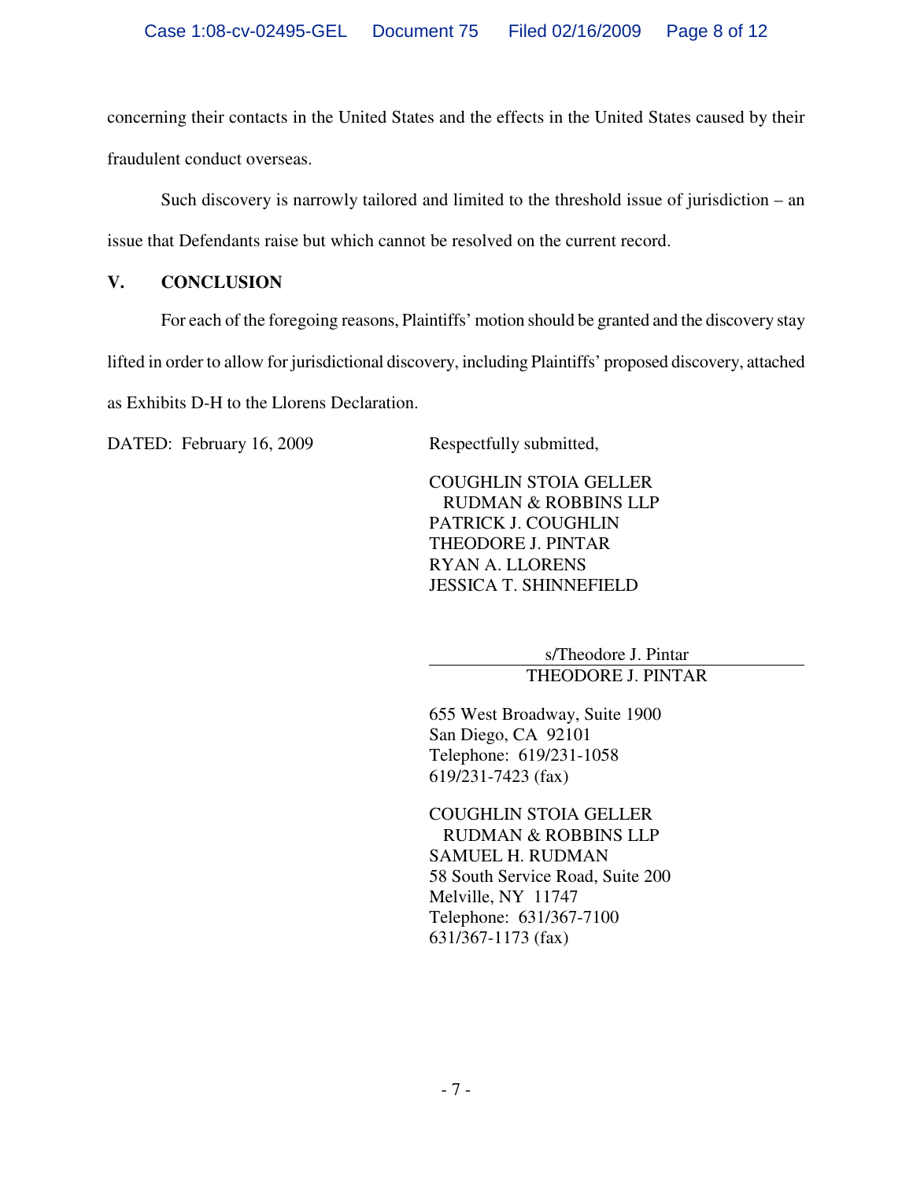concerning their contacts in the United States and the effects in the United States caused by their fraudulent conduct overseas.

Such discovery is narrowly tailored and limited to the threshold issue of jurisdiction – an issue that Defendants raise but which cannot be resolved on the current record.

## V. CONCLUSION

For each of the foregoing reasons, Plaintiffs' motion should be granted and the discovery stay lifted in order to allow for jurisdictional discovery, including Plaintiffs' proposed discovery, attached as Exhibits D-H to the Llorens Declaration.

DATED: February 16, 2009

Respectfully submitted,

COUGHLIN STOIA GELLER
RUDMAN & ROBBINS LLP
PATRICK J. COUGHLIN
THEODORE J. PINTAR
RYAN A. LLORENS
JESSICA T. SHINNEFIELD

s/Theodore J. Pintar
THEODORE J. PINTAR

655 West Broadway, Suite 1900
San Diego, CA 92101
Telephone: 619/231-1058
619/231-7423 (fax)

COUGHLIN STOIA GELLER
RUDMAN & ROBBINS LLP
SAMUEL H. RUDMAN
58 South Service Road, Suite 200
Melville, NY 11747
Telephone: 631/367-7100
631/367-1173 (fax)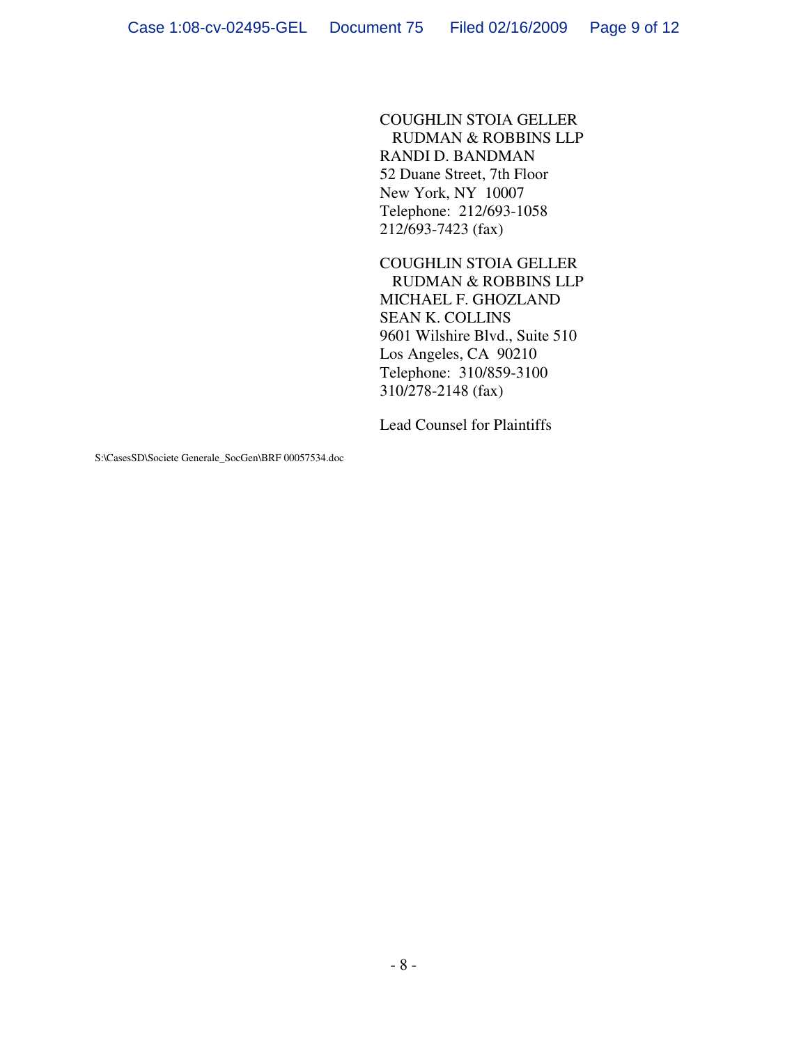COUGHLIN STOIA GELLER
RUDMAN & ROBBINS LLP
RANDI D. BANDMAN
52 Duane Street, 7th Floor
New York, NY 10007
Telephone: 212/693-1058
212/693-7423 (fax)

COUGHLIN STOIA GELLER
RUDMAN & ROBBINS LLP
MICHAEL F. GHOZLAND
SEAN K. COLLINS
9601 Wilshire Blvd., Suite 510
Los Angeles, CA 90210
Telephone: 310/859-3100
310/278-2148 (fax)

Lead Counsel for Plaintiffs

S:\CasesSD\Societe Generale_SocGen\BRF 00057534.doc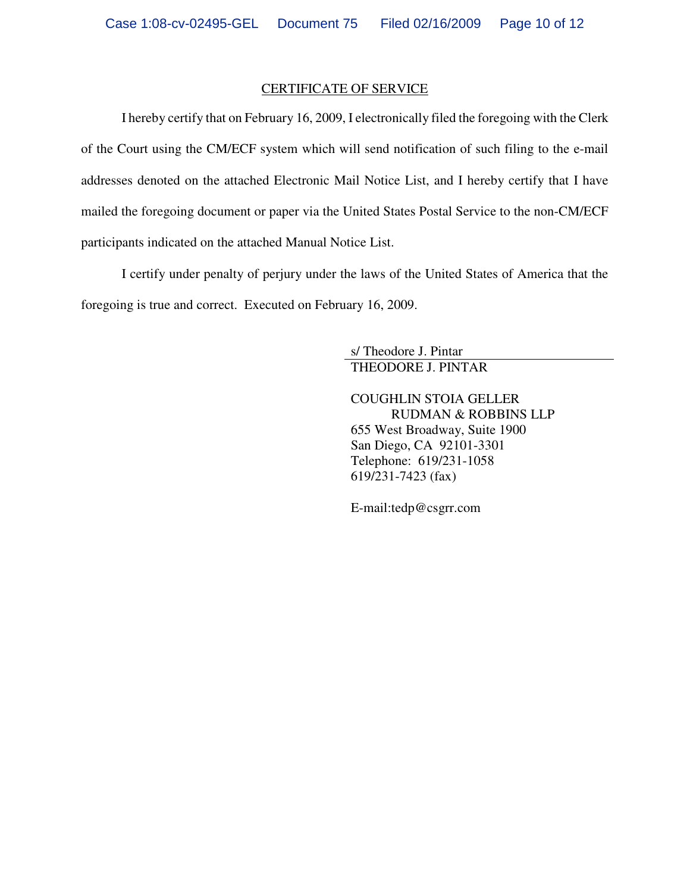## CERTIFICATE OF SERVICE

I hereby certify that on February 16, 2009, I electronically filed the foregoing with the Clerk of the Court using the CM/ECF system which will send notification of such filing to the e-mail addresses denoted on the attached Electronic Mail Notice List, and I hereby certify that I have mailed the foregoing document or paper via the United States Postal Service to the non-CM/ECF participants indicated on the attached Manual Notice List.

I certify under penalty of perjury under the laws of the United States of America that the foregoing is true and correct. Executed on February 16, 2009.

s/ Theodore J. Pintar
THEODORE J. PINTAR

COUGHLIN STOIA GELLER
RUDMAN & ROBBINS LLP
655 West Broadway, Suite 1900
San Diego, CA 92101-3301
Telephone: 619/231-1058
619/231-7423 (fax)

E-mail:tedp@csgrr.com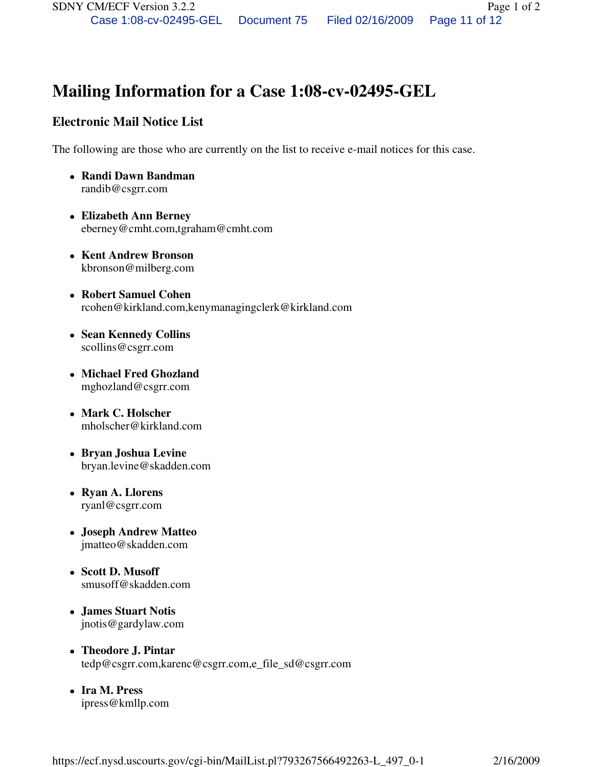# Mailing Information for a Case 1:08-cv-02495-GEL

## Electronic Mail Notice List

The following are those who are currently on the list to receive e-mail notices for this case.

- **Randi Dawn Bandman**
  randib@csgrr.com
- **Elizabeth Ann Berney**
  eberney@cmht.com,tgraham@cmht.com
- **Kent Andrew Bronson**
  kbronson@milberg.com
- **Robert Samuel Cohen**
  rcohen@kirkland.com,kenymanagingclerk@kirkland.com
- **Sean Kennedy Collins**
  scollins@csgrr.com
- **Michael Fred Ghozland**
  mghozland@csgrr.com
- **Mark C. Holscher**
  mholscher@kirkland.com
- **Bryan Joshua Levine**
  bryan.levine@skadden.com
- **Ryan A. Llorens**
  ryanl@csgrr.com
- **Joseph Andrew Matteo**
  jmatteo@skadden.com
- **Scott D. Musoff**
  smusoff@skadden.com
- **James Stuart Notis**
  jnotis@gardylaw.com
- **Theodore J. Pintar**
  tedp@csgrr.com,karenc@csgrr.com,e_file_sd@csgrr.com
- **Ira M. Press**
  ipress@kmllp.com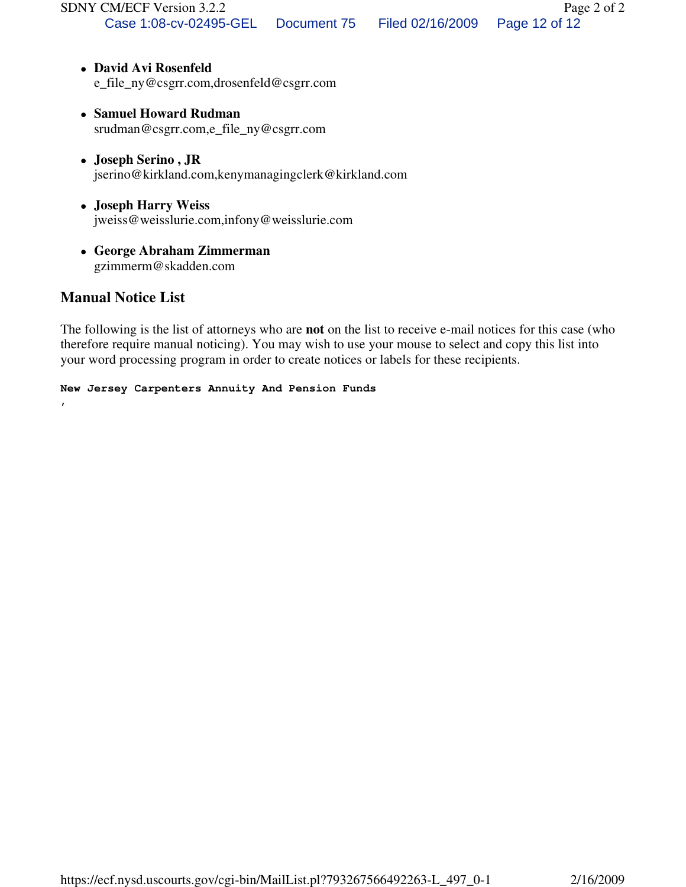- **David Avi Rosenfeld**
  e_file_ny@csgrr.com,drosenfeld@csgrr.com

- **Samuel Howard Rudman**
  srudman@csgrr.com,e_file_ny@csgrr.com

- **Joseph Serino , JR**
  jserino@kirkland.com,kenymanagingclerk@kirkland.com

- **Joseph Harry Weiss**
  jweiss@weisslurie.com,infony@weisslurie.com

- **George Abraham Zimmerman**
  gzimmerm@skadden.com

## Manual Notice List

The following is the list of attorneys who are **not** on the list to receive e-mail notices for this case (who therefore require manual noticing). You may wish to use your mouse to select and copy this list into your word processing program in order to create notices or labels for these recipients.

**New Jersey Carpenters Annuity And Pension Funds**
,